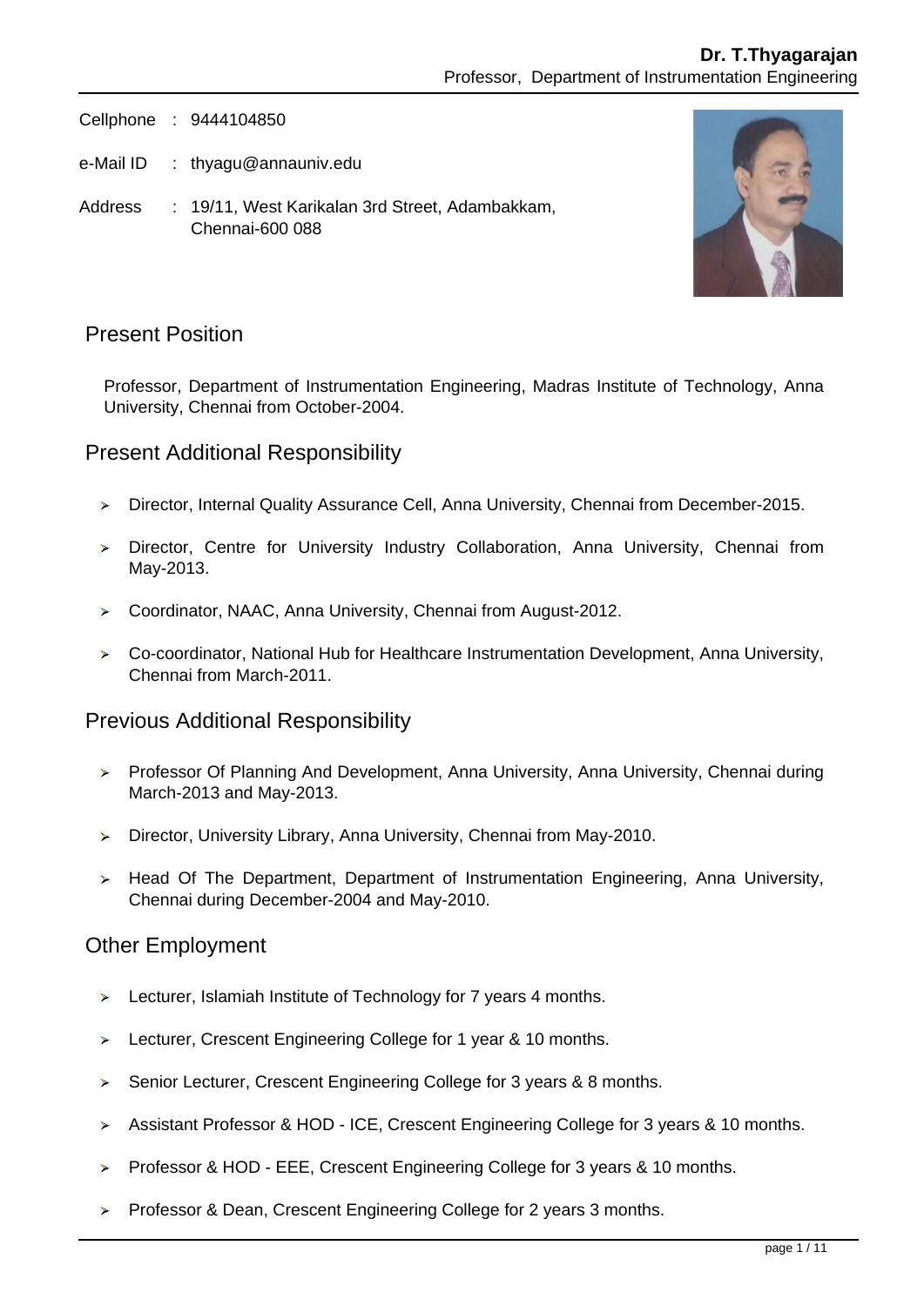**Dr. T.Thyagarajan**
Professor, Department of Instrumentation Engineering

Cellphone : 9444104850

e-Mail ID : thyagu@annauniv.edu

Address : 19/11, West Karikalan 3rd Street, Adambakkam, Chennai-600 088

## Present Position

Professor, Department of Instrumentation Engineering, Madras Institute of Technology, Anna University, Chennai from October-2004.

## Present Additional Responsibility

- Director, Internal Quality Assurance Cell, Anna University, Chennai from December-2015.
- Director, Centre for University Industry Collaboration, Anna University, Chennai from May-2013.
- Coordinator, NAAC, Anna University, Chennai from August-2012.
- Co-coordinator, National Hub for Healthcare Instrumentation Development, Anna University, Chennai from March-2011.

## Previous Additional Responsibility

- Professor Of Planning And Development, Anna University, Anna University, Chennai during March-2013 and May-2013.
- Director, University Library, Anna University, Chennai from May-2010.
- Head Of The Department, Department of Instrumentation Engineering, Anna University, Chennai during December-2004 and May-2010.

## Other Employment

- Lecturer, Islamiah Institute of Technology for 7 years 4 months.
- Lecturer, Crescent Engineering College for 1 year & 10 months.
- Senior Lecturer, Crescent Engineering College for 3 years & 8 months.
- Assistant Professor & HOD - ICE, Crescent Engineering College for 3 years & 10 months.
- Professor & HOD - EEE, Crescent Engineering College for 3 years & 10 months.
- Professor & Dean, Crescent Engineering College for 2 years 3 months.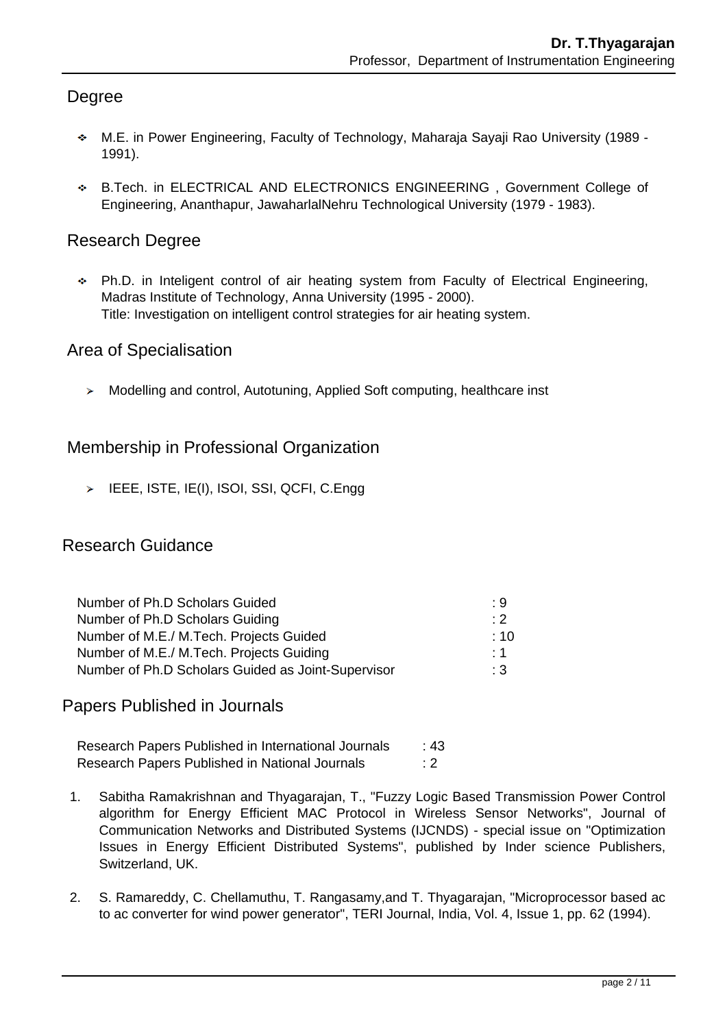## Degree

- M.E. in Power Engineering, Faculty of Technology, Maharaja Sayaji Rao University (1989 - 1991).
- B.Tech. in ELECTRICAL AND ELECTRONICS ENGINEERING , Government College of Engineering, Ananthapur, JawaharlalNehru Technological University (1979 - 1983).

## Research Degree

- Ph.D. in Inteligent control of air heating system from Faculty of Electrical Engineering, Madras Institute of Technology, Anna University (1995 - 2000).
  Title: Investigation on intelligent control strategies for air heating system.

## Area of Specialisation

- Modelling and control, Autotuning, Applied Soft computing, healthcare inst

## Membership in Professional Organization

- IEEE, ISTE, IE(I), ISOI, SSI, QCFI, C.Engg

## Research Guidance

| | |
|---|---|
| Number of Ph.D Scholars Guided | : 9 |
| Number of Ph.D Scholars Guiding | : 2 |
| Number of M.E./ M.Tech. Projects Guided | : 10 |
| Number of M.E./ M.Tech. Projects Guiding | : 1 |
| Number of Ph.D Scholars Guided as Joint-Supervisor | : 3 |

## Papers Published in Journals

| | |
|---|---|
| Research Papers Published in International Journals | : 43 |
| Research Papers Published in National Journals | : 2 |

1. Sabitha Ramakrishnan and Thyagarajan, T., "Fuzzy Logic Based Transmission Power Control algorithm for Energy Efficient MAC Protocol in Wireless Sensor Networks", Journal of Communication Networks and Distributed Systems (IJCNDS) - special issue on "Optimization Issues in Energy Efficient Distributed Systems", published by Inder science Publishers, Switzerland, UK.
2. S. Ramareddy, C. Chellamuthu, T. Rangasamy,and T. Thyagarajan, "Microprocessor based ac to ac converter for wind power generator", TERI Journal, India, Vol. 4, Issue 1, pp. 62 (1994).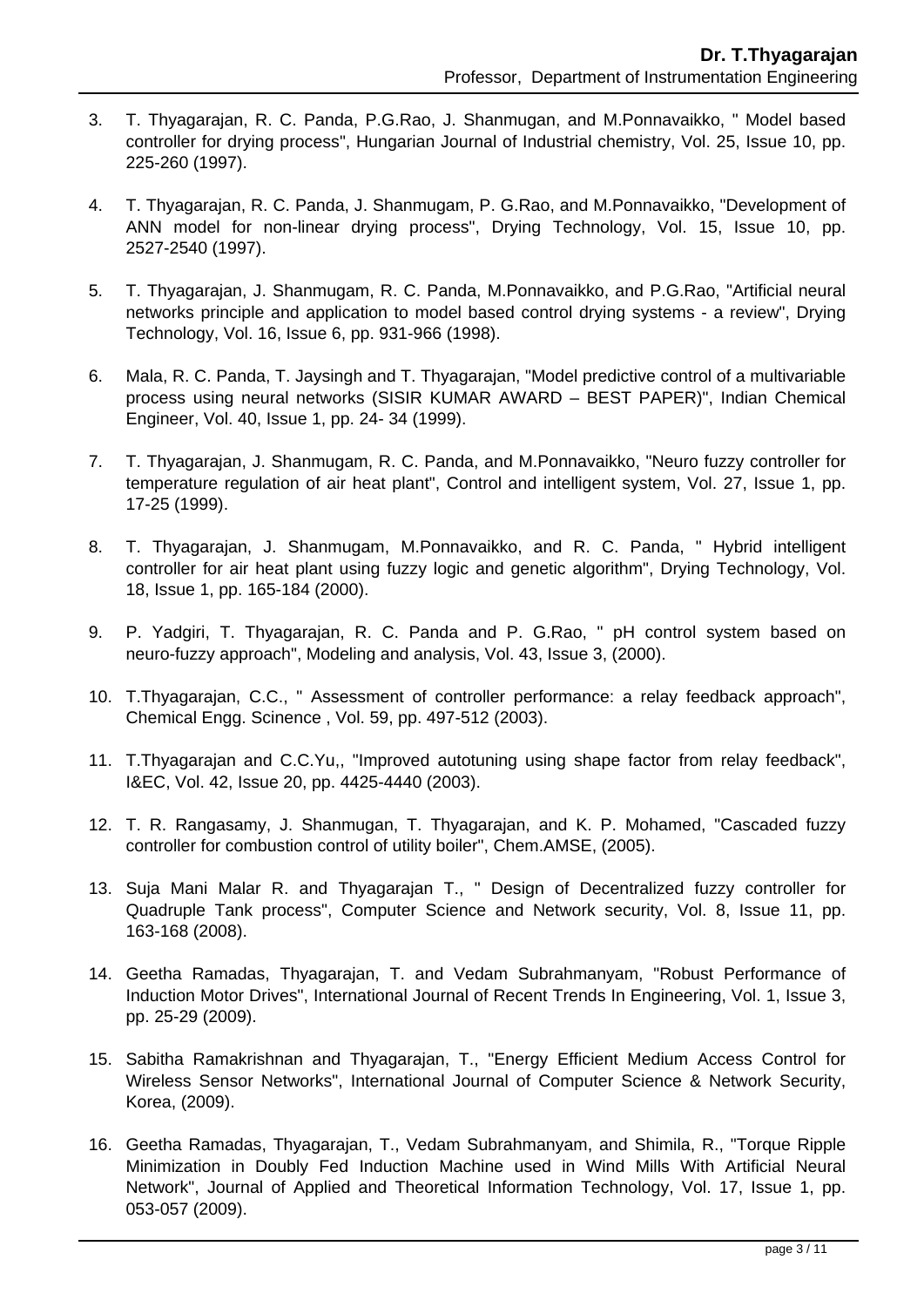3. T. Thyagarajan, R. C. Panda, P.G.Rao, J. Shanmugan, and M.Ponnavaikko, " Model based controller for drying process", Hungarian Journal of Industrial chemistry, Vol. 25, Issue 10, pp. 225-260 (1997).

4. T. Thyagarajan, R. C. Panda, J. Shanmugam, P. G.Rao, and M.Ponnavaikko, "Development of ANN model for non-linear drying process", Drying Technology, Vol. 15, Issue 10, pp. 2527-2540 (1997).

5. T. Thyagarajan, J. Shanmugam, R. C. Panda, M.Ponnavaikko, and P.G.Rao, "Artificial neural networks principle and application to model based control drying systems - a review", Drying Technology, Vol. 16, Issue 6, pp. 931-966 (1998).

6. Mala, R. C. Panda, T. Jaysingh and T. Thyagarajan, "Model predictive control of a multivariable process using neural networks (SISIR KUMAR AWARD – BEST PAPER)", Indian Chemical Engineer, Vol. 40, Issue 1, pp. 24- 34 (1999).

7. T. Thyagarajan, J. Shanmugam, R. C. Panda, and M.Ponnavaikko, "Neuro fuzzy controller for temperature regulation of air heat plant", Control and intelligent system, Vol. 27, Issue 1, pp. 17-25 (1999).

8. T. Thyagarajan, J. Shanmugam, M.Ponnavaikko, and R. C. Panda, " Hybrid intelligent controller for air heat plant using fuzzy logic and genetic algorithm", Drying Technology, Vol. 18, Issue 1, pp. 165-184 (2000).

9. P. Yadgiri, T. Thyagarajan, R. C. Panda and P. G.Rao, " pH control system based on neuro-fuzzy approach", Modeling and analysis, Vol. 43, Issue 3, (2000).

10. T.Thyagarajan, C.C., " Assessment of controller performance: a relay feedback approach", Chemical Engg. Scinence , Vol. 59, pp. 497-512 (2003).

11. T.Thyagarajan and C.C.Yu,, "Improved autotuning using shape factor from relay feedback", I&EC, Vol. 42, Issue 20, pp. 4425-4440 (2003).

12. T. R. Rangasamy, J. Shanmugan, T. Thyagarajan, and K. P. Mohamed, "Cascaded fuzzy controller for combustion control of utility boiler", Chem.AMSE, (2005).

13. Suja Mani Malar R. and Thyagarajan T., " Design of Decentralized fuzzy controller for Quadruple Tank process", Computer Science and Network security, Vol. 8, Issue 11, pp. 163-168 (2008).

14. Geetha Ramadas, Thyagarajan, T. and Vedam Subrahmanyam, "Robust Performance of Induction Motor Drives", International Journal of Recent Trends In Engineering, Vol. 1, Issue 3, pp. 25-29 (2009).

15. Sabitha Ramakrishnan and Thyagarajan, T., "Energy Efficient Medium Access Control for Wireless Sensor Networks", International Journal of Computer Science & Network Security, Korea, (2009).

16. Geetha Ramadas, Thyagarajan, T., Vedam Subrahmanyam, and Shimila, R., "Torque Ripple Minimization in Doubly Fed Induction Machine used in Wind Mills With Artificial Neural Network", Journal of Applied and Theoretical Information Technology, Vol. 17, Issue 1, pp. 053-057 (2009).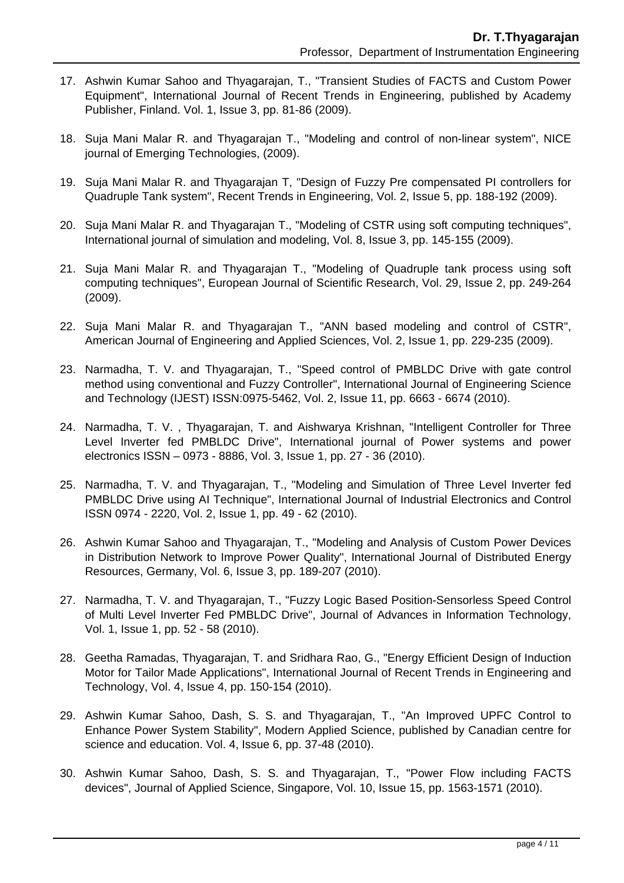17. Ashwin Kumar Sahoo and Thyagarajan, T., "Transient Studies of FACTS and Custom Power Equipment", International Journal of Recent Trends in Engineering, published by Academy Publisher, Finland. Vol. 1, Issue 3, pp. 81-86 (2009).

18. Suja Mani Malar R. and Thyagarajan T., "Modeling and control of non-linear system", NICE journal of Emerging Technologies, (2009).

19. Suja Mani Malar R. and Thyagarajan T, "Design of Fuzzy Pre compensated PI controllers for Quadruple Tank system", Recent Trends in Engineering, Vol. 2, Issue 5, pp. 188-192 (2009).

20. Suja Mani Malar R. and Thyagarajan T., "Modeling of CSTR using soft computing techniques", International journal of simulation and modeling, Vol. 8, Issue 3, pp. 145-155 (2009).

21. Suja Mani Malar R. and Thyagarajan T., "Modeling of Quadruple tank process using soft computing techniques", European Journal of Scientific Research, Vol. 29, Issue 2, pp. 249-264 (2009).

22. Suja Mani Malar R. and Thyagarajan T., "ANN based modeling and control of CSTR", American Journal of Engineering and Applied Sciences, Vol. 2, Issue 1, pp. 229-235 (2009).

23. Narmadha, T. V. and Thyagarajan, T., "Speed control of PMBLDC Drive with gate control method using conventional and Fuzzy Controller", International Journal of Engineering Science and Technology (IJEST) ISSN:0975-5462, Vol. 2, Issue 11, pp. 6663 - 6674 (2010).

24. Narmadha, T. V. , Thyagarajan, T. and Aishwarya Krishnan, "Intelligent Controller for Three Level Inverter fed PMBLDC Drive", International journal of Power systems and power electronics ISSN – 0973 - 8886, Vol. 3, Issue 1, pp. 27 - 36 (2010).

25. Narmadha, T. V. and Thyagarajan, T., "Modeling and Simulation of Three Level Inverter fed PMBLDC Drive using AI Technique", International Journal of Industrial Electronics and Control ISSN 0974 - 2220, Vol. 2, Issue 1, pp. 49 - 62 (2010).

26. Ashwin Kumar Sahoo and Thyagarajan, T., "Modeling and Analysis of Custom Power Devices in Distribution Network to Improve Power Quality", International Journal of Distributed Energy Resources, Germany, Vol. 6, Issue 3, pp. 189-207 (2010).

27. Narmadha, T. V. and Thyagarajan, T., "Fuzzy Logic Based Position-Sensorless Speed Control of Multi Level Inverter Fed PMBLDC Drive", Journal of Advances in Information Technology, Vol. 1, Issue 1, pp. 52 - 58 (2010).

28. Geetha Ramadas, Thyagarajan, T. and Sridhara Rao, G., "Energy Efficient Design of Induction Motor for Tailor Made Applications", International Journal of Recent Trends in Engineering and Technology, Vol. 4, Issue 4, pp. 150-154 (2010).

29. Ashwin Kumar Sahoo, Dash, S. S. and Thyagarajan, T., "An Improved UPFC Control to Enhance Power System Stability", Modern Applied Science, published by Canadian centre for science and education. Vol. 4, Issue 6, pp. 37-48 (2010).

30. Ashwin Kumar Sahoo, Dash, S. S. and Thyagarajan, T., "Power Flow including FACTS devices", Journal of Applied Science, Singapore, Vol. 10, Issue 15, pp. 1563-1571 (2010).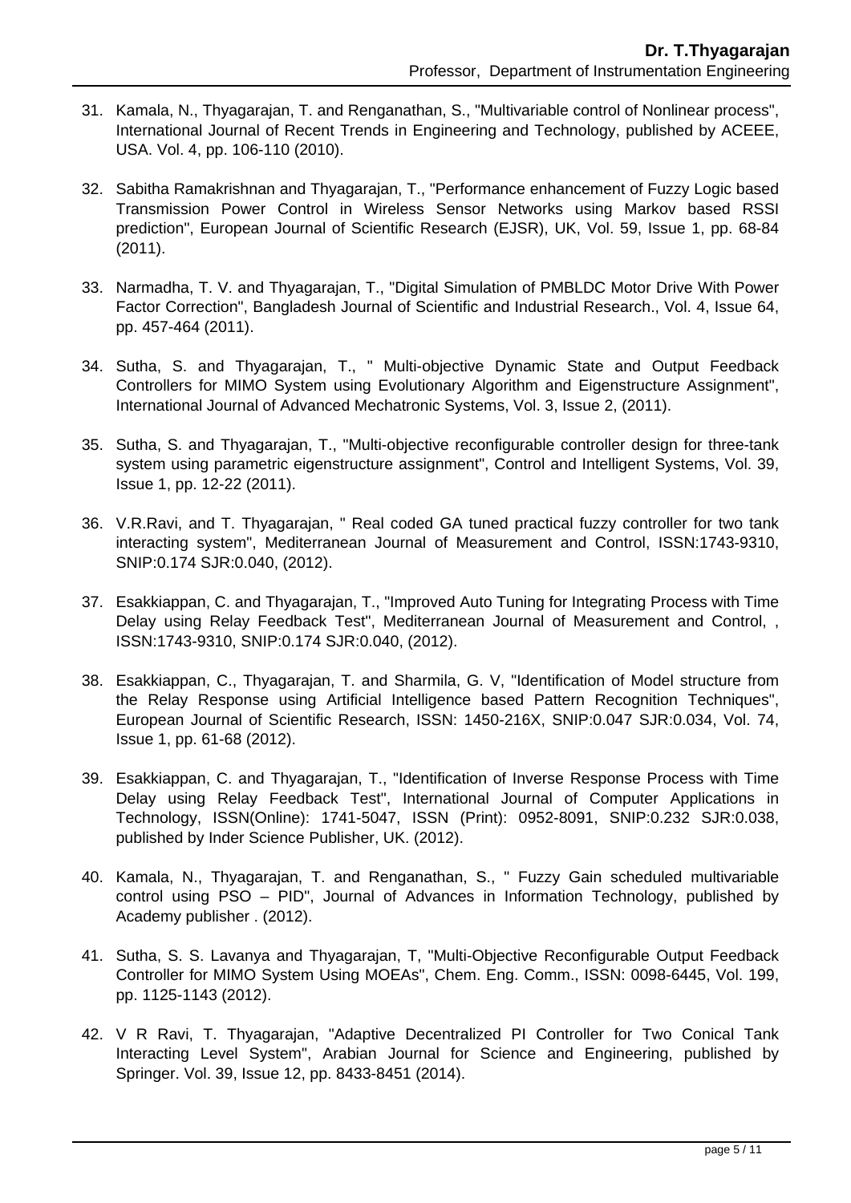31. Kamala, N., Thyagarajan, T. and Renganathan, S., "Multivariable control of Nonlinear process", International Journal of Recent Trends in Engineering and Technology, published by ACEEE, USA. Vol. 4, pp. 106-110 (2010).

32. Sabitha Ramakrishnan and Thyagarajan, T., "Performance enhancement of Fuzzy Logic based Transmission Power Control in Wireless Sensor Networks using Markov based RSSI prediction", European Journal of Scientific Research (EJSR), UK, Vol. 59, Issue 1, pp. 68-84 (2011).

33. Narmadha, T. V. and Thyagarajan, T., "Digital Simulation of PMBLDC Motor Drive With Power Factor Correction", Bangladesh Journal of Scientific and Industrial Research., Vol. 4, Issue 64, pp. 457-464 (2011).

34. Sutha, S. and Thyagarajan, T., " Multi-objective Dynamic State and Output Feedback Controllers for MIMO System using Evolutionary Algorithm and Eigenstructure Assignment", International Journal of Advanced Mechatronic Systems, Vol. 3, Issue 2, (2011).

35. Sutha, S. and Thyagarajan, T., "Multi-objective reconfigurable controller design for three-tank system using parametric eigenstructure assignment", Control and Intelligent Systems, Vol. 39, Issue 1, pp. 12-22 (2011).

36. V.R.Ravi, and T. Thyagarajan, " Real coded GA tuned practical fuzzy controller for two tank interacting system", Mediterranean Journal of Measurement and Control, ISSN:1743-9310, SNIP:0.174 SJR:0.040, (2012).

37. Esakkiappan, C. and Thyagarajan, T., "Improved Auto Tuning for Integrating Process with Time Delay using Relay Feedback Test", Mediterranean Journal of Measurement and Control, , ISSN:1743-9310, SNIP:0.174 SJR:0.040, (2012).

38. Esakkiappan, C., Thyagarajan, T. and Sharmila, G. V, "Identification of Model structure from the Relay Response using Artificial Intelligence based Pattern Recognition Techniques", European Journal of Scientific Research, ISSN: 1450-216X, SNIP:0.047 SJR:0.034, Vol. 74, Issue 1, pp. 61-68 (2012).

39. Esakkiappan, C. and Thyagarajan, T., "Identification of Inverse Response Process with Time Delay using Relay Feedback Test", International Journal of Computer Applications in Technology, ISSN(Online): 1741-5047, ISSN (Print): 0952-8091, SNIP:0.232 SJR:0.038, published by Inder Science Publisher, UK. (2012).

40. Kamala, N., Thyagarajan, T. and Renganathan, S., " Fuzzy Gain scheduled multivariable control using PSO – PID", Journal of Advances in Information Technology, published by Academy publisher . (2012).

41. Sutha, S. S. Lavanya and Thyagarajan, T, "Multi-Objective Reconfigurable Output Feedback Controller for MIMO System Using MOEAs", Chem. Eng. Comm., ISSN: 0098-6445, Vol. 199, pp. 1125-1143 (2012).

42. V R Ravi, T. Thyagarajan, "Adaptive Decentralized PI Controller for Two Conical Tank Interacting Level System", Arabian Journal for Science and Engineering, published by Springer. Vol. 39, Issue 12, pp. 8433-8451 (2014).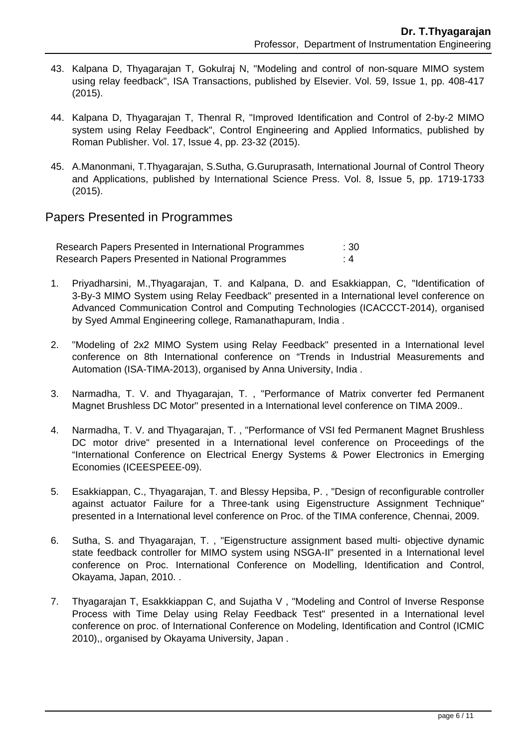43. Kalpana D, Thyagarajan T, Gokulraj N, "Modeling and control of non-square MIMO system using relay feedback", ISA Transactions, published by Elsevier. Vol. 59, Issue 1, pp. 408-417 (2015).

44. Kalpana D, Thyagarajan T, Thenral R, "Improved Identification and Control of 2-by-2 MIMO system using Relay Feedback", Control Engineering and Applied Informatics, published by Roman Publisher. Vol. 17, Issue 4, pp. 23-32 (2015).

45. A.Manonmani, T.Thyagarajan, S.Sutha, G.Guruprasath, International Journal of Control Theory and Applications, published by International Science Press. Vol. 8, Issue 5, pp. 1719-1733 (2015).

## Papers Presented in Programmes

| | |
|---|---|
| Research Papers Presented in International Programmes | : 30 |
| Research Papers Presented in National Programmes | : 4 |

1. Priyadharsini, M.,Thyagarajan, T. and Kalpana, D. and Esakkiappan, C, "Identification of 3-By-3 MIMO System using Relay Feedback" presented in a International level conference on Advanced Communication Control and Computing Technologies (ICACCCT-2014), organised by Syed Ammal Engineering college, Ramanathapuram, India .

2. "Modeling of 2x2 MIMO System using Relay Feedback" presented in a International level conference on 8th International conference on "Trends in Industrial Measurements and Automation (ISA-TIMA-2013), organised by Anna University, India .

3. Narmadha, T. V. and Thyagarajan, T. , "Performance of Matrix converter fed Permanent Magnet Brushless DC Motor" presented in a International level conference on TIMA 2009..

4. Narmadha, T. V. and Thyagarajan, T. , "Performance of VSI fed Permanent Magnet Brushless DC motor drive" presented in a International level conference on Proceedings of the "International Conference on Electrical Energy Systems & Power Electronics in Emerging Economies (ICEESPEEE-09).

5. Esakkiappan, C., Thyagarajan, T. and Blessy Hepsiba, P. , "Design of reconfigurable controller against actuator Failure for a Three-tank using Eigenstructure Assignment Technique" presented in a International level conference on Proc. of the TIMA conference, Chennai, 2009.

6. Sutha, S. and Thyagarajan, T. , "Eigenstructure assignment based multi- objective dynamic state feedback controller for MIMO system using NSGA-II" presented in a International level conference on Proc. International Conference on Modelling, Identification and Control, Okayama, Japan, 2010. .

7. Thyagarajan T, Esakkkiappan C, and Sujatha V , "Modeling and Control of Inverse Response Process with Time Delay using Relay Feedback Test" presented in a International level conference on proc. of International Conference on Modeling, Identification and Control (ICMIC 2010),, organised by Okayama University, Japan .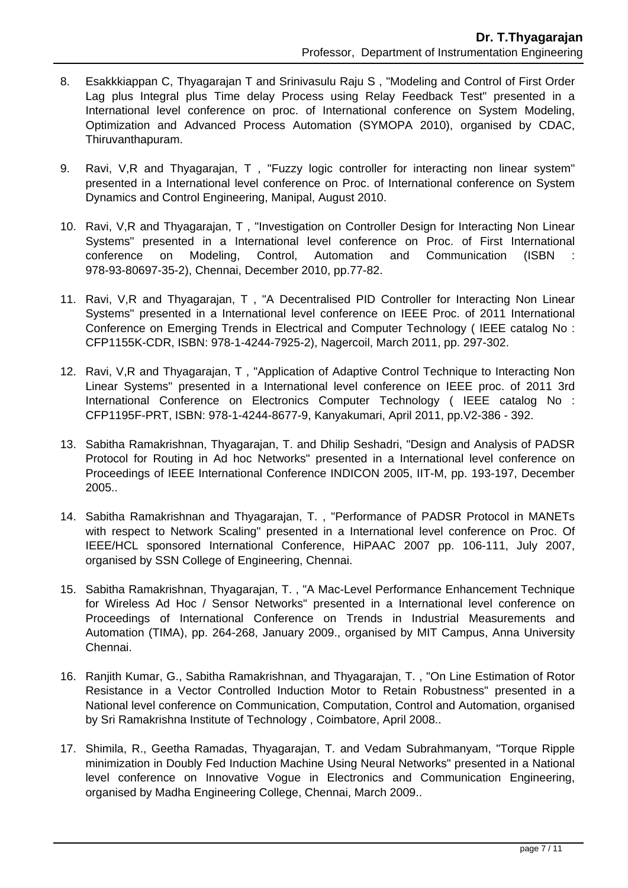8. Esakkkiappan C, Thyagarajan T and Srinivasulu Raju S , "Modeling and Control of First Order Lag plus Integral plus Time delay Process using Relay Feedback Test" presented in a International level conference on proc. of International conference on System Modeling, Optimization and Advanced Process Automation (SYMOPA 2010), organised by CDAC, Thiruvanthapuram.

9. Ravi, V,R and Thyagarajan, T , "Fuzzy logic controller for interacting non linear system" presented in a International level conference on Proc. of International conference on System Dynamics and Control Engineering, Manipal, August 2010.

10. Ravi, V,R and Thyagarajan, T , "Investigation on Controller Design for Interacting Non Linear Systems" presented in a International level conference on Proc. of First International conference on Modeling, Control, Automation and Communication (ISBN : 978-93-80697-35-2), Chennai, December 2010, pp.77-82.

11. Ravi, V,R and Thyagarajan, T , "A Decentralised PID Controller for Interacting Non Linear Systems" presented in a International level conference on IEEE Proc. of 2011 International Conference on Emerging Trends in Electrical and Computer Technology ( IEEE catalog No : CFP1155K-CDR, ISBN: 978-1-4244-7925-2), Nagercoil, March 2011, pp. 297-302.

12. Ravi, V,R and Thyagarajan, T , "Application of Adaptive Control Technique to Interacting Non Linear Systems" presented in a International level conference on IEEE proc. of 2011 3rd International Conference on Electronics Computer Technology ( IEEE catalog No : CFP1195F-PRT, ISBN: 978-1-4244-8677-9, Kanyakumari, April 2011, pp.V2-386 - 392.

13. Sabitha Ramakrishnan, Thyagarajan, T. and Dhilip Seshadri, "Design and Analysis of PADSR Protocol for Routing in Ad hoc Networks" presented in a International level conference on Proceedings of IEEE International Conference INDICON 2005, IIT-M, pp. 193-197, December 2005..

14. Sabitha Ramakrishnan and Thyagarajan, T. , "Performance of PADSR Protocol in MANETs with respect to Network Scaling" presented in a International level conference on Proc. Of IEEE/HCL sponsored International Conference, HiPAAC 2007 pp. 106-111, July 2007, organised by SSN College of Engineering, Chennai.

15. Sabitha Ramakrishnan, Thyagarajan, T. , "A Mac-Level Performance Enhancement Technique for Wireless Ad Hoc / Sensor Networks" presented in a International level conference on Proceedings of International Conference on Trends in Industrial Measurements and Automation (TIMA), pp. 264-268, January 2009., organised by MIT Campus, Anna University Chennai.

16. Ranjith Kumar, G., Sabitha Ramakrishnan, and Thyagarajan, T. , "On Line Estimation of Rotor Resistance in a Vector Controlled Induction Motor to Retain Robustness" presented in a National level conference on Communication, Computation, Control and Automation, organised by Sri Ramakrishna Institute of Technology , Coimbatore, April 2008..

17. Shimila, R., Geetha Ramadas, Thyagarajan, T. and Vedam Subrahmanyam, "Torque Ripple minimization in Doubly Fed Induction Machine Using Neural Networks" presented in a National level conference on Innovative Vogue in Electronics and Communication Engineering, organised by Madha Engineering College, Chennai, March 2009..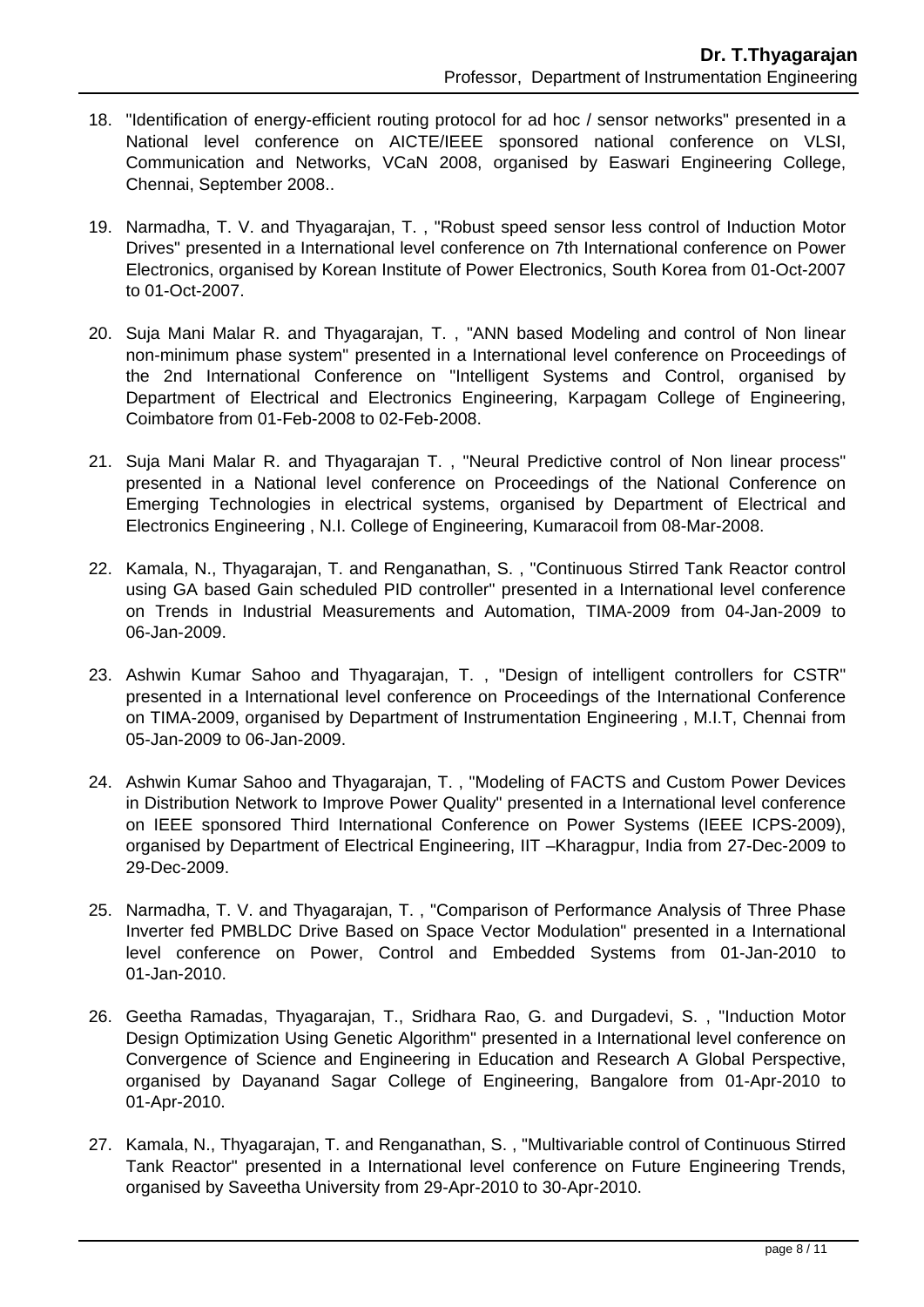18. "Identification of energy-efficient routing protocol for ad hoc / sensor networks" presented in a National level conference on AICTE/IEEE sponsored national conference on VLSI, Communication and Networks, VCaN 2008, organised by Easwari Engineering College, Chennai, September 2008..

19. Narmadha, T. V. and Thyagarajan, T. , "Robust speed sensor less control of Induction Motor Drives" presented in a International level conference on 7th International conference on Power Electronics, organised by Korean Institute of Power Electronics, South Korea from 01-Oct-2007 to 01-Oct-2007.

20. Suja Mani Malar R. and Thyagarajan, T. , "ANN based Modeling and control of Non linear non-minimum phase system" presented in a International level conference on Proceedings of the 2nd International Conference on "Intelligent Systems and Control, organised by Department of Electrical and Electronics Engineering, Karpagam College of Engineering, Coimbatore from 01-Feb-2008 to 02-Feb-2008.

21. Suja Mani Malar R. and Thyagarajan T. , "Neural Predictive control of Non linear process" presented in a National level conference on Proceedings of the National Conference on Emerging Technologies in electrical systems, organised by Department of Electrical and Electronics Engineering , N.I. College of Engineering, Kumaracoil from 08-Mar-2008.

22. Kamala, N., Thyagarajan, T. and Renganathan, S. , "Continuous Stirred Tank Reactor control using GA based Gain scheduled PID controller" presented in a International level conference on Trends in Industrial Measurements and Automation, TIMA-2009 from 04-Jan-2009 to 06-Jan-2009.

23. Ashwin Kumar Sahoo and Thyagarajan, T. , "Design of intelligent controllers for CSTR" presented in a International level conference on Proceedings of the International Conference on TIMA-2009, organised by Department of Instrumentation Engineering , M.I.T, Chennai from 05-Jan-2009 to 06-Jan-2009.

24. Ashwin Kumar Sahoo and Thyagarajan, T. , "Modeling of FACTS and Custom Power Devices in Distribution Network to Improve Power Quality" presented in a International level conference on IEEE sponsored Third International Conference on Power Systems (IEEE ICPS-2009), organised by Department of Electrical Engineering, IIT –Kharagpur, India from 27-Dec-2009 to 29-Dec-2009.

25. Narmadha, T. V. and Thyagarajan, T. , "Comparison of Performance Analysis of Three Phase Inverter fed PMBLDC Drive Based on Space Vector Modulation" presented in a International level conference on Power, Control and Embedded Systems from 01-Jan-2010 to 01-Jan-2010.

26. Geetha Ramadas, Thyagarajan, T., Sridhara Rao, G. and Durgadevi, S. , "Induction Motor Design Optimization Using Genetic Algorithm" presented in a International level conference on Convergence of Science and Engineering in Education and Research A Global Perspective, organised by Dayanand Sagar College of Engineering, Bangalore from 01-Apr-2010 to 01-Apr-2010.

27. Kamala, N., Thyagarajan, T. and Renganathan, S. , "Multivariable control of Continuous Stirred Tank Reactor" presented in a International level conference on Future Engineering Trends, organised by Saveetha University from 29-Apr-2010 to 30-Apr-2010.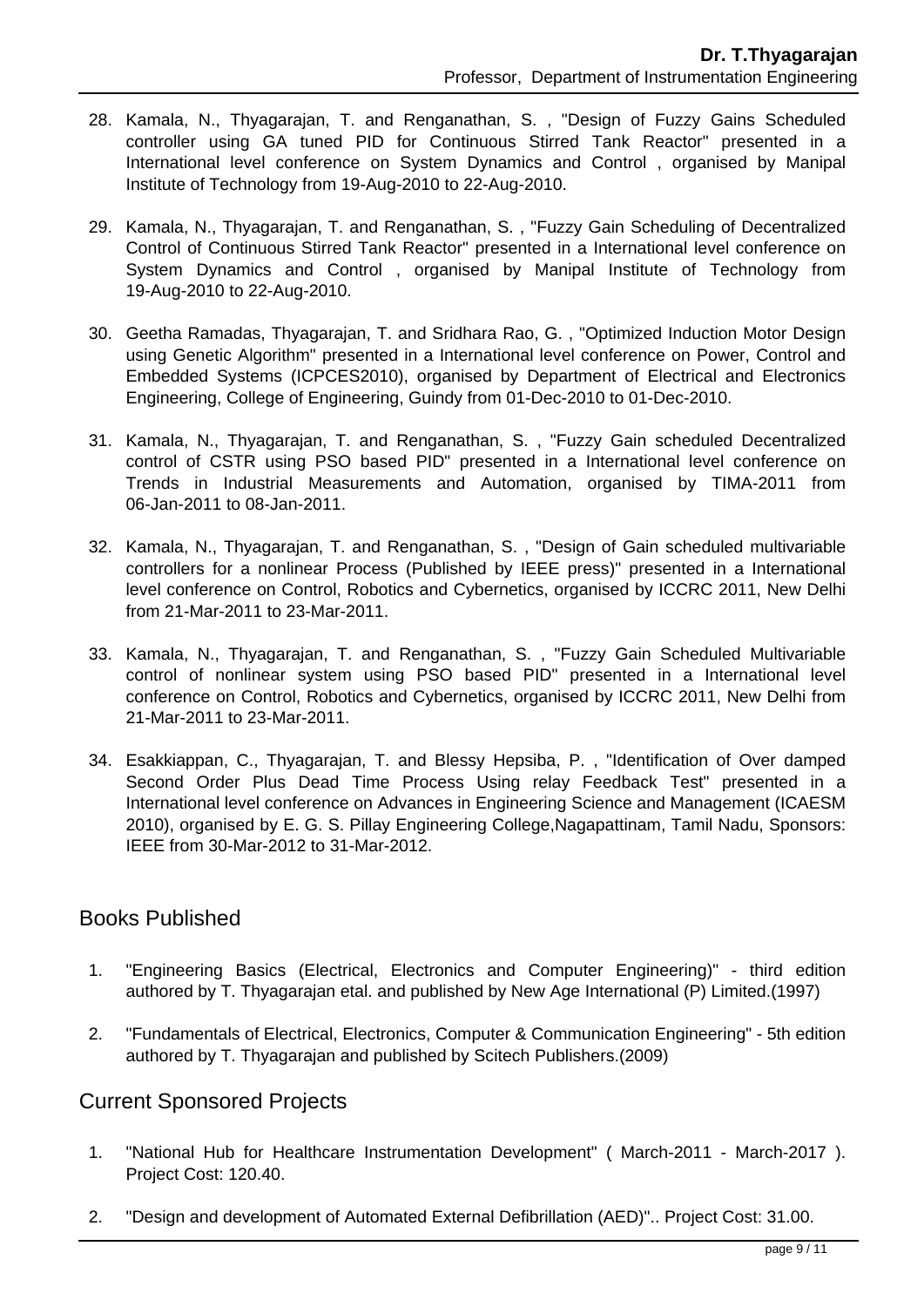28. Kamala, N., Thyagarajan, T. and Renganathan, S. , "Design of Fuzzy Gains Scheduled controller using GA tuned PID for Continuous Stirred Tank Reactor" presented in a International level conference on System Dynamics and Control , organised by Manipal Institute of Technology from 19-Aug-2010 to 22-Aug-2010.

29. Kamala, N., Thyagarajan, T. and Renganathan, S. , "Fuzzy Gain Scheduling of Decentralized Control of Continuous Stirred Tank Reactor" presented in a International level conference on System Dynamics and Control , organised by Manipal Institute of Technology from 19-Aug-2010 to 22-Aug-2010.

30. Geetha Ramadas, Thyagarajan, T. and Sridhara Rao, G. , "Optimized Induction Motor Design using Genetic Algorithm" presented in a International level conference on Power, Control and Embedded Systems (ICPCES2010), organised by Department of Electrical and Electronics Engineering, College of Engineering, Guindy from 01-Dec-2010 to 01-Dec-2010.

31. Kamala, N., Thyagarajan, T. and Renganathan, S. , "Fuzzy Gain scheduled Decentralized control of CSTR using PSO based PID" presented in a International level conference on Trends in Industrial Measurements and Automation, organised by TIMA-2011 from 06-Jan-2011 to 08-Jan-2011.

32. Kamala, N., Thyagarajan, T. and Renganathan, S. , "Design of Gain scheduled multivariable controllers for a nonlinear Process (Published by IEEE press)" presented in a International level conference on Control, Robotics and Cybernetics, organised by ICCRC 2011, New Delhi from 21-Mar-2011 to 23-Mar-2011.

33. Kamala, N., Thyagarajan, T. and Renganathan, S. , "Fuzzy Gain Scheduled Multivariable control of nonlinear system using PSO based PID" presented in a International level conference on Control, Robotics and Cybernetics, organised by ICCRC 2011, New Delhi from 21-Mar-2011 to 23-Mar-2011.

34. Esakkiappan, C., Thyagarajan, T. and Blessy Hepsiba, P. , "Identification of Over damped Second Order Plus Dead Time Process Using relay Feedback Test" presented in a International level conference on Advances in Engineering Science and Management (ICAESM 2010), organised by E. G. S. Pillay Engineering College,Nagapattinam, Tamil Nadu, Sponsors: IEEE from 30-Mar-2012 to 31-Mar-2012.

## Books Published

1. "Engineering Basics (Electrical, Electronics and Computer Engineering)" - third edition authored by T. Thyagarajan etal. and published by New Age International (P) Limited.(1997)

2. "Fundamentals of Electrical, Electronics, Computer & Communication Engineering" - 5th edition authored by T. Thyagarajan and published by Scitech Publishers.(2009)

## Current Sponsored Projects

1. "National Hub for Healthcare Instrumentation Development" ( March-2011 - March-2017 ). Project Cost: 120.40.

2. "Design and development of Automated External Defibrillation (AED)".. Project Cost: 31.00.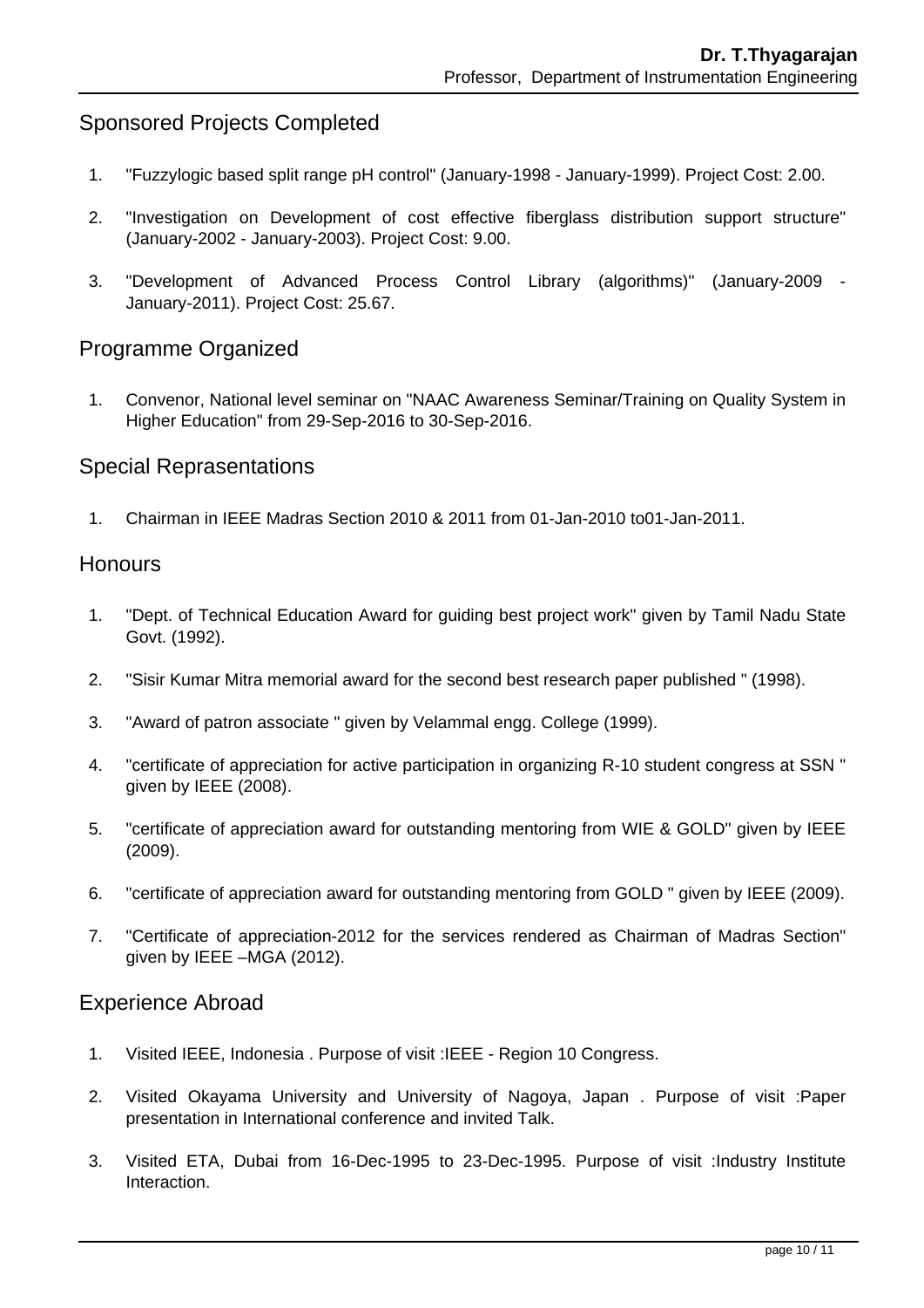## Sponsored Projects Completed

1. "Fuzzylogic based split range pH control" (January-1998 - January-1999). Project Cost: 2.00.
2. "Investigation on Development of cost effective fiberglass distribution support structure" (January-2002 - January-2003). Project Cost: 9.00.
3. "Development of Advanced Process Control Library (algorithms)" (January-2009 - January-2011). Project Cost: 25.67.

## Programme Organized

1. Convenor, National level seminar on "NAAC Awareness Seminar/Training on Quality System in Higher Education" from 29-Sep-2016 to 30-Sep-2016.

## Special Reprasentations

1. Chairman in IEEE Madras Section 2010 & 2011 from 01-Jan-2010 to01-Jan-2011.

## Honours

1. "Dept. of Technical Education Award for guiding best project work" given by Tamil Nadu State Govt. (1992).
2. "Sisir Kumar Mitra memorial award for the second best research paper published " (1998).
3. "Award of patron associate " given by Velammal engg. College (1999).
4. "certificate of appreciation for active participation in organizing R-10 student congress at SSN " given by IEEE (2008).
5. "certificate of appreciation award for outstanding mentoring from WIE & GOLD" given by IEEE (2009).
6. "certificate of appreciation award for outstanding mentoring from GOLD " given by IEEE (2009).
7. "Certificate of appreciation-2012 for the services rendered as Chairman of Madras Section" given by IEEE –MGA (2012).

## Experience Abroad

1. Visited IEEE, Indonesia . Purpose of visit :IEEE - Region 10 Congress.
2. Visited Okayama University and University of Nagoya, Japan . Purpose of visit :Paper presentation in International conference and invited Talk.
3. Visited ETA, Dubai from 16-Dec-1995 to 23-Dec-1995. Purpose of visit :Industry Institute Interaction.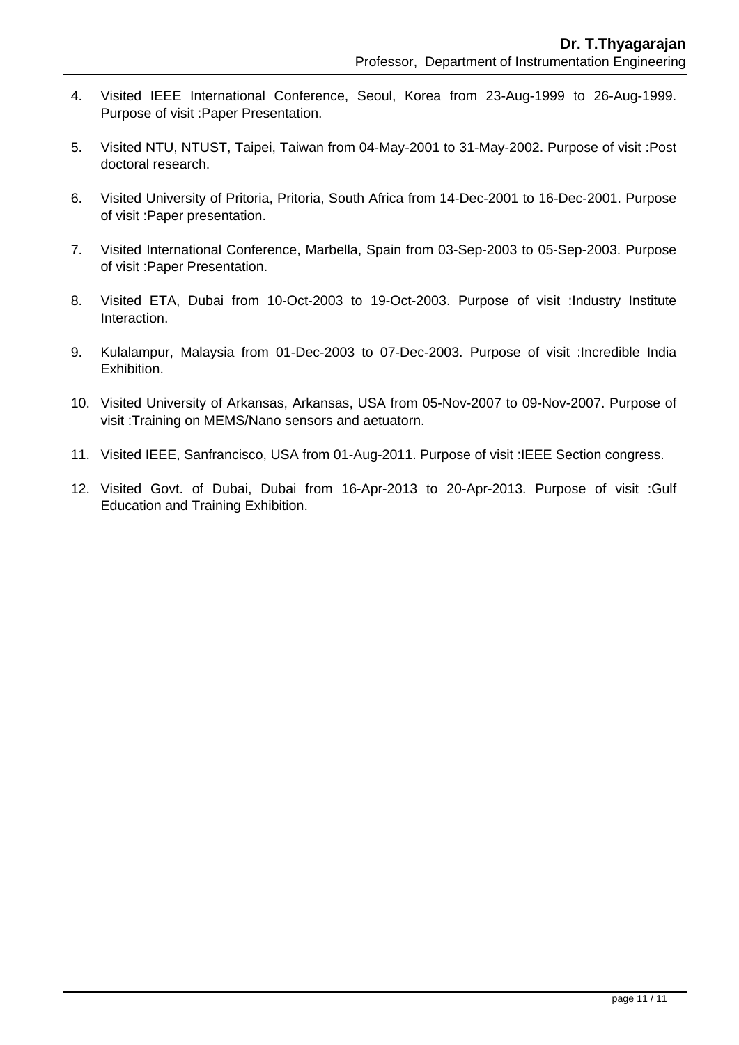4. Visited IEEE International Conference, Seoul, Korea from 23-Aug-1999 to 26-Aug-1999. Purpose of visit :Paper Presentation.

5. Visited NTU, NTUST, Taipei, Taiwan from 04-May-2001 to 31-May-2002. Purpose of visit :Post doctoral research.

6. Visited University of Pritoria, Pritoria, South Africa from 14-Dec-2001 to 16-Dec-2001. Purpose of visit :Paper presentation.

7. Visited International Conference, Marbella, Spain from 03-Sep-2003 to 05-Sep-2003. Purpose of visit :Paper Presentation.

8. Visited ETA, Dubai from 10-Oct-2003 to 19-Oct-2003. Purpose of visit :Industry Institute Interaction.

9. Kulalampur, Malaysia from 01-Dec-2003 to 07-Dec-2003. Purpose of visit :Incredible India Exhibition.

10. Visited University of Arkansas, Arkansas, USA from 05-Nov-2007 to 09-Nov-2007. Purpose of visit :Training on MEMS/Nano sensors and aetuatorn.

11. Visited IEEE, Sanfrancisco, USA from 01-Aug-2011. Purpose of visit :IEEE Section congress.

12. Visited Govt. of Dubai, Dubai from 16-Apr-2013 to 20-Apr-2013. Purpose of visit :Gulf Education and Training Exhibition.